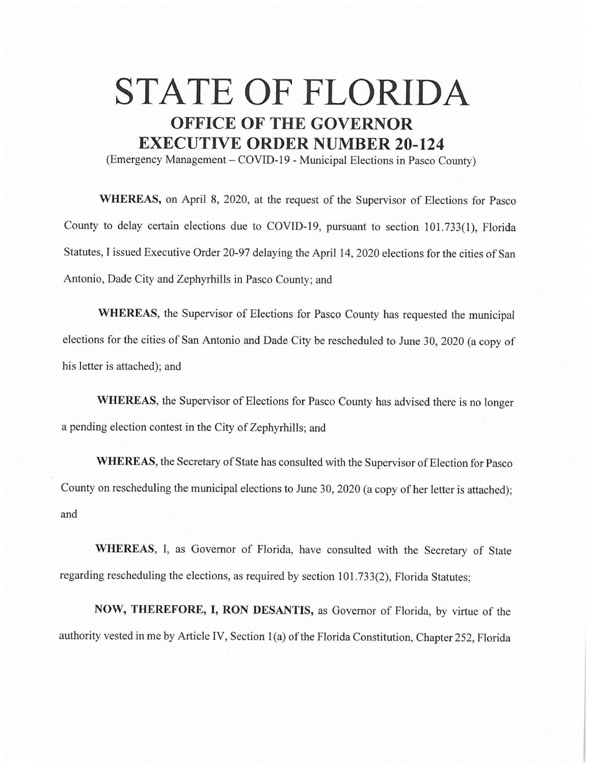# STATE OF FLORIDA

## OFFICE OF THE GOVERNOR

## EXECUTIVE ORDER NUMBER 20-124

(Emergency Management – COVID-19 - Municipal Elections in Pasco County)

**WHEREAS,** on April 8, 2020, at the request of the Supervisor of Elections for Pasco County to delay certain elections due to COVID-19, pursuant to section 101.733(1), Florida Statutes, I issued Executive Order 20-97 delaying the April 14, 2020 elections for the cities of San Antonio, Dade City and Zephyrhills in Pasco County; and

**WHEREAS**, the Supervisor of Elections for Pasco County has requested the municipal elections for the cities of San Antonio and Dade City be rescheduled to June 30, 2020 (a copy of his letter is attached); and

**WHEREAS**, the Supervisor of Elections for Pasco County has advised there is no longer a pending election contest in the City of Zephyrhills; and

**WHEREAS**, the Secretary of State has consulted with the Supervisor of Election for Pasco County on rescheduling the municipal elections to June 30, 2020 (a copy of her letter is attached); and

**WHEREAS**, I, as Governor of Florida, have consulted with the Secretary of State regarding rescheduling the elections, as required by section 101.733(2), Florida Statutes;

**NOW, THEREFORE, I, RON DESANTIS,** as Governor of Florida, by virtue of the authority vested in me by Article IV, Section 1(a) of the Florida Constitution, Chapter 252, Florida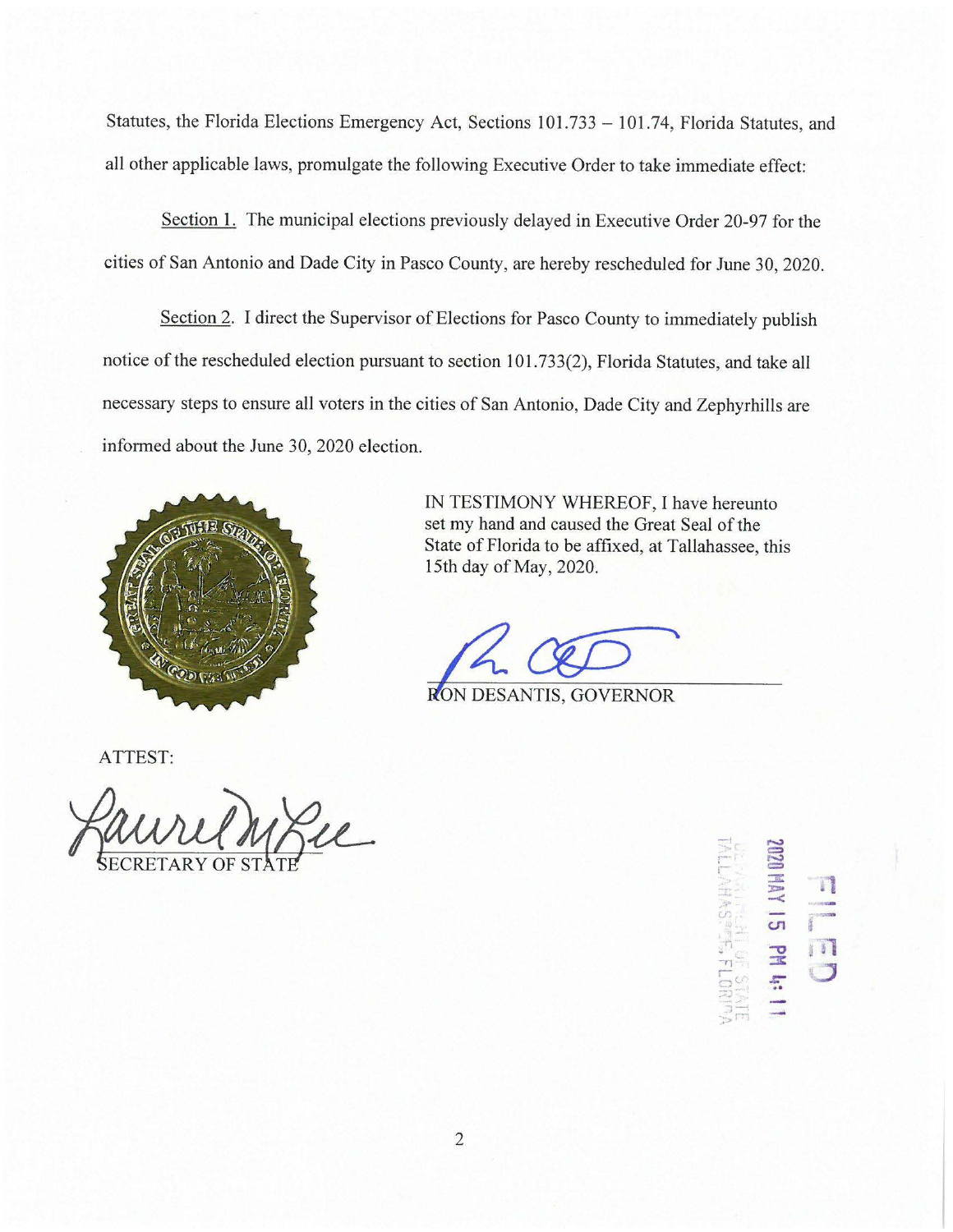Statutes, the Florida Elections Emergency Act, Sections 101.733 – 101.74, Florida Statutes, and all other applicable laws, promulgate the following Executive Order to take immediate effect:

Section 1. The municipal elections previously delayed in Executive Order 20-97 for the cities of San Antonio and Dade City in Pasco County, are hereby rescheduled for June 30, 2020.

Section 2. I direct the Supervisor of Elections for Pasco County to immediately publish notice of the rescheduled election pursuant to section 101.733(2), Florida Statutes, and take all necessary steps to ensure all voters in the cities of San Antonio, Dade City and Zephyrhills are informed about the June 30, 2020 election.

IN TESTIMONY WHEREOF, I have hereunto set my hand and caused the Great Seal of the State of Florida to be affixed, at Tallahassee, this 15th day of May, 2020.

RON DESANTIS, GOVERNOR

ATTEST:

SECRETARY OF STATE

FILED

2020 MAY 15 PM 4:11

DEPARTMENT OF STATE
TALLAHASSEE, FLORIDA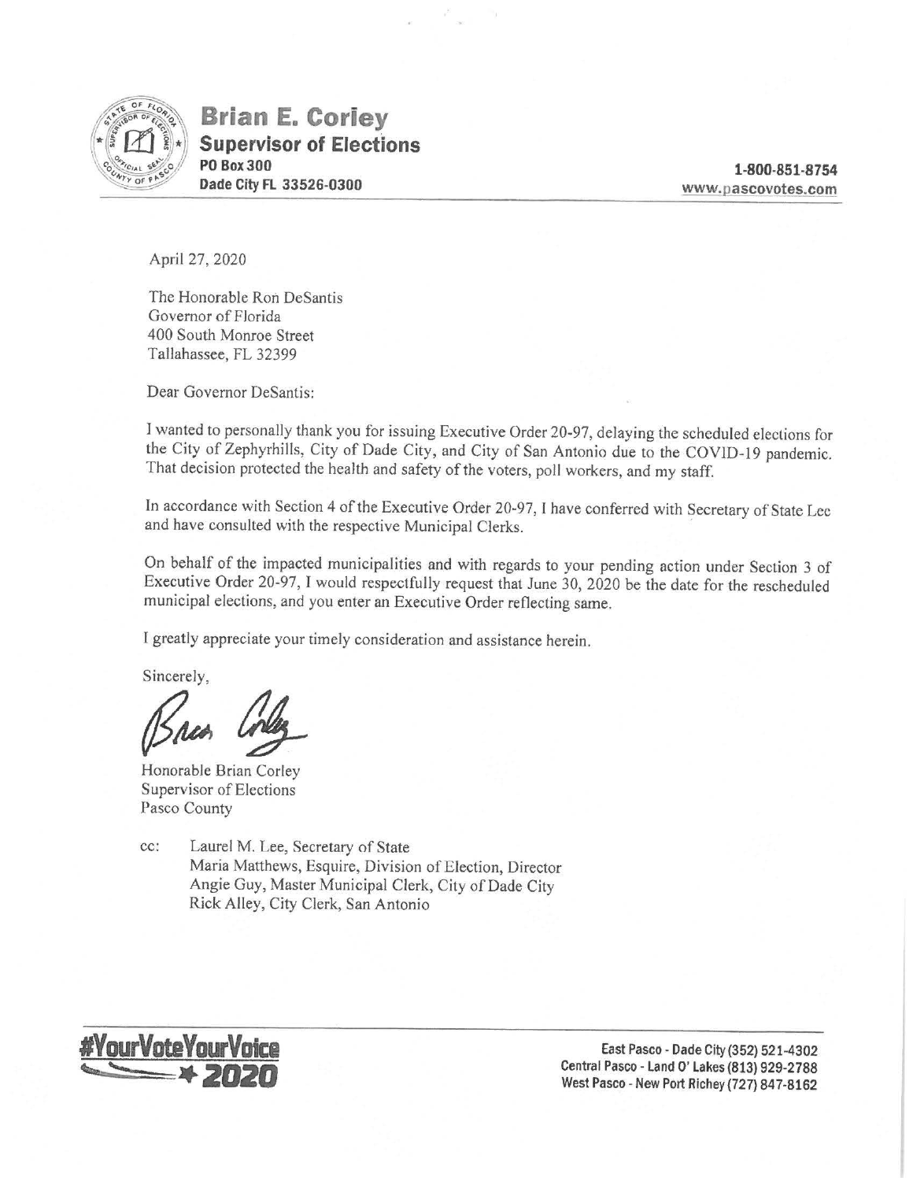# Brian E. Corley

**Supervisor of Elections**
**PO Box 300**
**Dade City FL 33526-0300**

**1-800-851-8754**
**www.pascovotes.com**

April 27, 2020

The Honorable Ron DeSantis
Governor of Florida
400 South Monroe Street
Tallahassee, FL 32399

Dear Governor DeSantis:

I wanted to personally thank you for issuing Executive Order 20-97, delaying the scheduled elections for the City of Zephyrhills, City of Dade City, and City of San Antonio due to the COVID-19 pandemic. That decision protected the health and safety of the voters, poll workers, and my staff.

In accordance with Section 4 of the Executive Order 20-97, I have conferred with Secretary of State Lee and have consulted with the respective Municipal Clerks.

On behalf of the impacted municipalities and with regards to your pending action under Section 3 of Executive Order 20-97, I would respectfully request that June 30, 2020 be the date for the rescheduled municipal elections, and you enter an Executive Order reflecting same.

I greatly appreciate your timely consideration and assistance herein.

Sincerely,

Honorable Brian Corley
Supervisor of Elections
Pasco County

cc: Laurel M. Lee, Secretary of State
Maria Matthews, Esquire, Division of Election, Director
Angie Guy, Master Municipal Clerk, City of Dade City
Rick Alley, City Clerk, San Antonio

**#YourVoteYourVoice 2020**

East Pasco - Dade City (352) 521-4302
Central Pasco - Land O' Lakes (813) 929-2788
West Pasco - New Port Richey (727) 847-8162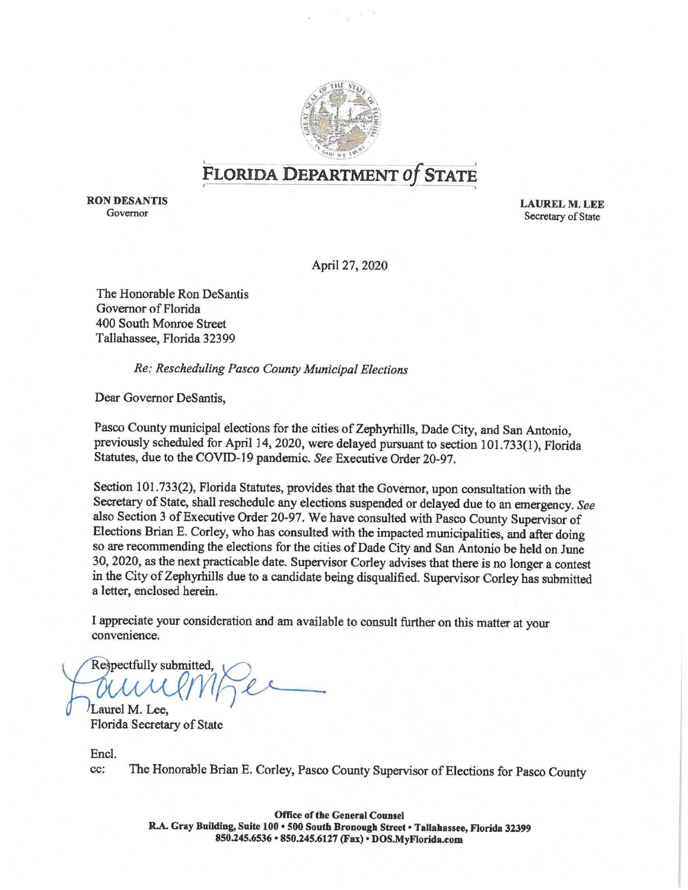# FLORIDA DEPARTMENT *of* STATE

**RON DESANTIS**
Governor

**LAUREL M. LEE**
Secretary of State

April 27, 2020

The Honorable Ron DeSantis
Governor of Florida
400 South Monroe Street
Tallahassee, Florida 32399

*Re: Rescheduling Pasco County Municipal Elections*

Dear Governor DeSantis,

Pasco County municipal elections for the cities of Zephyrhills, Dade City, and San Antonio, previously scheduled for April 14, 2020, were delayed pursuant to section 101.733(1), Florida Statutes, due to the COVID-19 pandemic. *See* Executive Order 20-97.

Section 101.733(2), Florida Statutes, provides that the Governor, upon consultation with the Secretary of State, shall reschedule any elections suspended or delayed due to an emergency. *See* also Section 3 of Executive Order 20-97. We have consulted with Pasco County Supervisor of Elections Brian E. Corley, who has consulted with the impacted municipalities, and after doing so are recommending the elections for the cities of Dade City and San Antonio be held on June 30, 2020, as the next practicable date. Supervisor Corley advises that there is no longer a contest in the City of Zephyrhills due to a candidate being disqualified. Supervisor Corley has submitted a letter, enclosed herein.

I appreciate your consideration and am available to consult further on this matter at your convenience.

Respectfully submitted,

Laurel M. Lee,
Florida Secretary of State

Encl.

cc: The Honorable Brian E. Corley, Pasco County Supervisor of Elections for Pasco County

**Office of the General Counsel**
**R.A. Gray Building, Suite 100 • 500 South Bronough Street • Tallahassee, Florida 32399**
**850.245.6536 • 850.245.6127 (Fax) • DOS.MyFlorida.com**